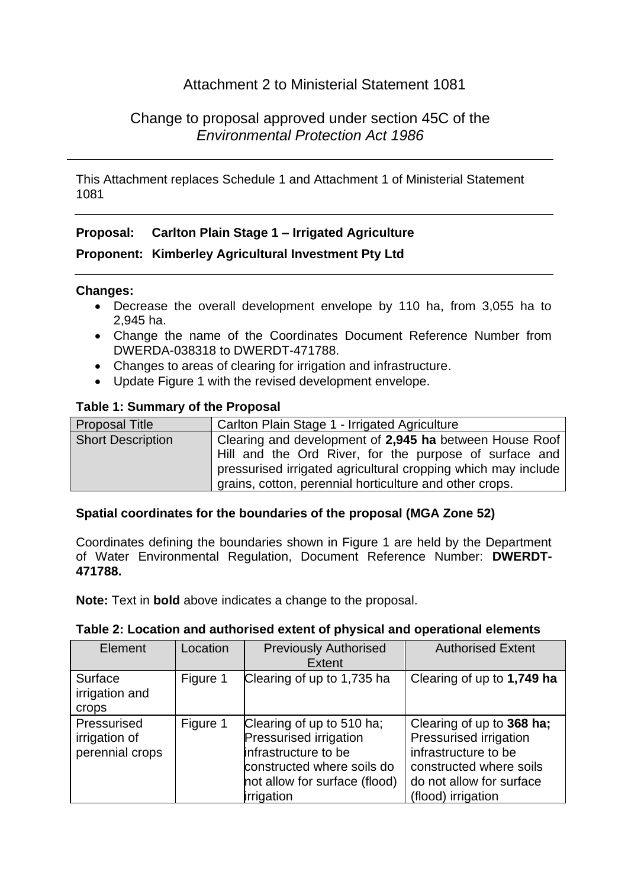# Attachment 2 to Ministerial Statement 1081

## Change to proposal approved under section 45C of the *Environmental Protection Act 1986*

---

This Attachment replaces Schedule 1 and Attachment 1 of Ministerial Statement 1081

---

**Proposal: Carlton Plain Stage 1 – Irrigated Agriculture**

**Proponent: Kimberley Agricultural Investment Pty Ltd**

---

**Changes:**

- Decrease the overall development envelope by 110 ha, from 3,055 ha to 2,945 ha.
- Change the name of the Coordinates Document Reference Number from DWERDA-038318 to DWERDT-471788.
- Changes to areas of clearing for irrigation and infrastructure.
- Update Figure 1 with the revised development envelope.

**Table 1: Summary of the Proposal**

| Proposal Title | Carlton Plain Stage 1 - Irrigated Agriculture |
|---|---|
| Short Description | Clearing and development of **2,945 ha** between House Roof Hill and the Ord River, for the purpose of surface and pressurised irrigated agricultural cropping which may include grains, cotton, perennial horticulture and other crops. |

**Spatial coordinates for the boundaries of the proposal (MGA Zone 52)**

Coordinates defining the boundaries shown in Figure 1 are held by the Department of Water Environmental Regulation, Document Reference Number: **DWERDT-471788.**

**Note:** Text in **bold** above indicates a change to the proposal.

**Table 2: Location and authorised extent of physical and operational elements**

| Element | Location | Previously Authorised Extent | Authorised Extent |
|---|---|---|---|
| Surface irrigation and crops | Figure 1 | Clearing of up to 1,735 ha | Clearing of up to **1,749 ha** |
| Pressurised irrigation of perennial crops | Figure 1 | Clearing of up to 510 ha; Pressurised irrigation infrastructure to be constructed where soils do not allow for surface (flood) irrigation | Clearing of up to **368 ha;** Pressurised irrigation infrastructure to be constructed where soils do not allow for surface (flood) irrigation |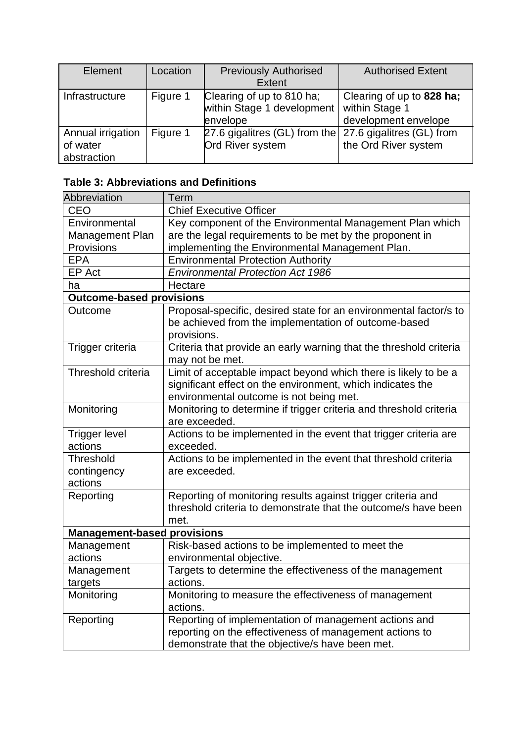| Element | Location | Previously Authorised Extent | Authorised Extent |
|---|---|---|---|
| Infrastructure | Figure 1 | Clearing of up to 810 ha; within Stage 1 development envelope | Clearing of up to **828 ha;** within Stage 1 development envelope |
| Annual irrigation of water abstraction | Figure 1 | 27.6 gigalitres (GL) from the Ord River system | 27.6 gigalitres (GL) from the Ord River system |

**Table 3: Abbreviations and Definitions**

| Abbreviation | Term |
|---|---|
| CEO | Chief Executive Officer |
| Environmental Management Plan Provisions | Key component of the Environmental Management Plan which are the legal requirements to be met by the proponent in implementing the Environmental Management Plan. |
| EPA | Environmental Protection Authority |
| EP Act | *Environmental Protection Act 1986* |
| ha | Hectare |
| **Outcome-based provisions** | |
| Outcome | Proposal-specific, desired state for an environmental factor/s to be achieved from the implementation of outcome-based provisions. |
| Trigger criteria | Criteria that provide an early warning that the threshold criteria may not be met. |
| Threshold criteria | Limit of acceptable impact beyond which there is likely to be a significant effect on the environment, which indicates the environmental outcome is not being met. |
| Monitoring | Monitoring to determine if trigger criteria and threshold criteria are exceeded. |
| Trigger level actions | Actions to be implemented in the event that trigger criteria are exceeded. |
| Threshold contingency actions | Actions to be implemented in the event that threshold criteria are exceeded. |
| Reporting | Reporting of monitoring results against trigger criteria and threshold criteria to demonstrate that the outcome/s have been met. |
| **Management-based provisions** | |
| Management actions | Risk-based actions to be implemented to meet the environmental objective. |
| Management targets | Targets to determine the effectiveness of the management actions. |
| Monitoring | Monitoring to measure the effectiveness of management actions. |
| Reporting | Reporting of implementation of management actions and reporting on the effectiveness of management actions to demonstrate that the objective/s have been met. |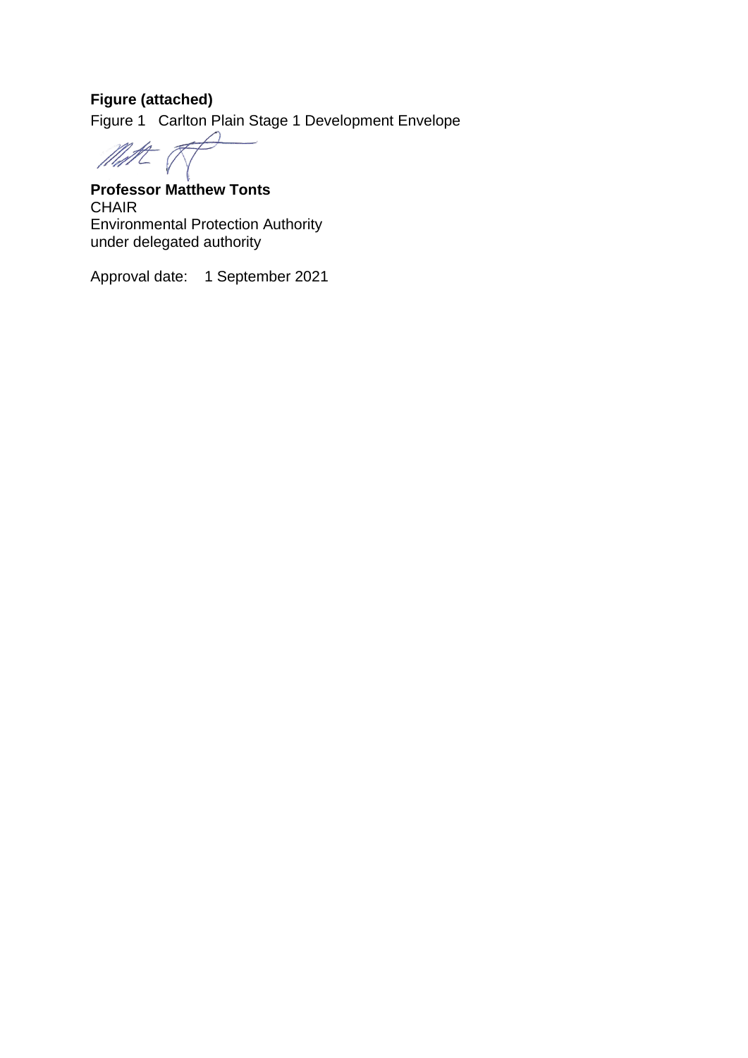**Figure (attached)**

Figure 1 Carlton Plain Stage 1 Development Envelope

**Professor Matthew Tonts**
CHAIR
Environmental Protection Authority
under delegated authority

Approval date: 1 September 2021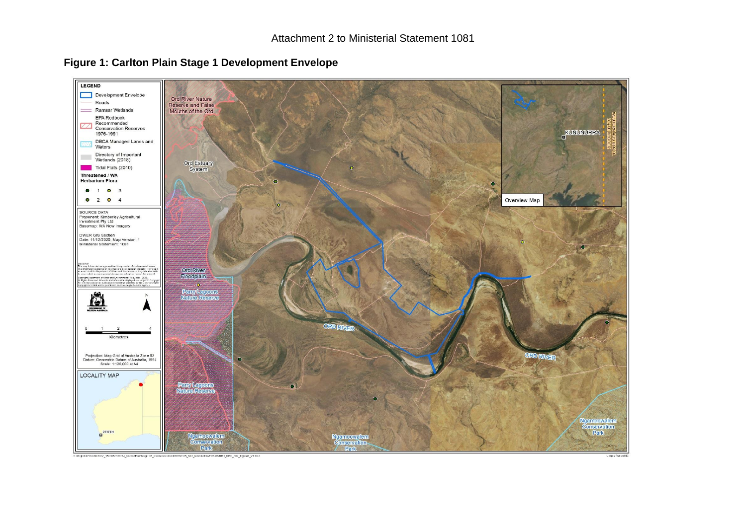Attachment 2 to Ministerial Statement 1081

**Figure 1: Carlton Plain Stage 1 Development Envelope**

LEGEND

Development Envelope

Roads

Ramsar Wetlands

EPA Redbook Recommended Conservation Reserves 1976-1991

DBCA Managed Lands and Waters

Directory of Important Wetlands (2018)

Tidal Flats (2010)

Threatened / WA Herbarium Flora

1 3

2 4

SOURCE DATA
Proponent: Kimberley Agricultural Investment Pty Ltd
Basemap: WA Now Imagery

DWER GIS Section
Date: 11/12/2020, Map Version: 1
Ministerial Statement: 1081

Kilometres

0 1 2 4

Projection: Map Grid of Australia Zone 52
Datum: Geocentric Datum of Australia, 1994
Scale: 1:120,000 at A4

LOCALITY MAP

PERTH

Ord River Nature Reserve and False Mouths of the Ord

Ord Estuary System

Ord River Floodplain

Parry Lagoons Nature Reserve

ORD RIVER

Ngamoowalem Conservation Park

Overview Map

KUNUNURRA

WESTERN AUSTRALIA STATE BORDER